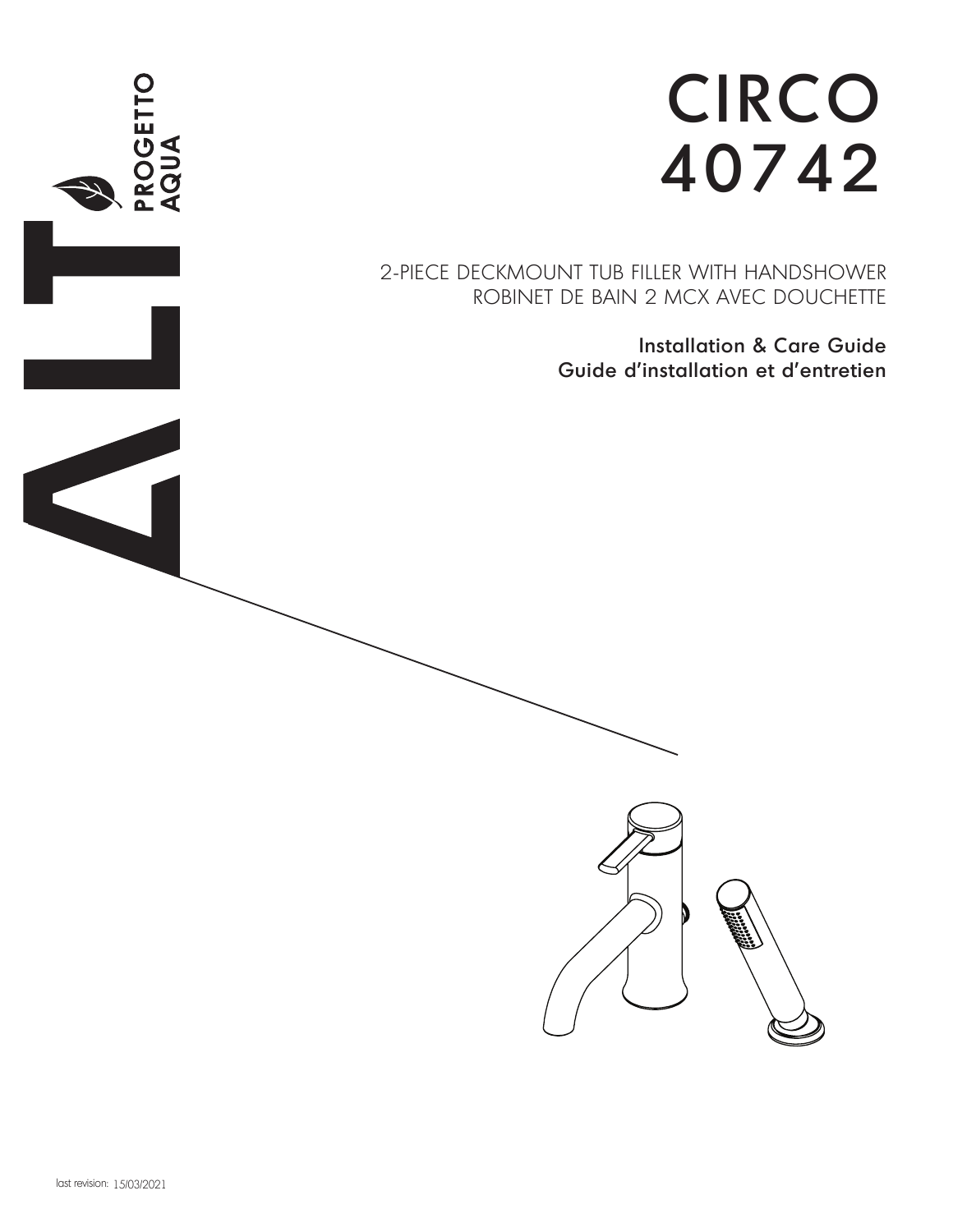ALT PROGETTO AQUA

# CIRCO
# 40742

2-PIECE DECKMOUNT TUB FILLER WITH HANDSHOWER
ROBINET DE BAIN 2 MCX AVEC DOUCHETTE

## Installation & Care Guide
## Guide d'installation et d'entretien

last revision: 15/03/2021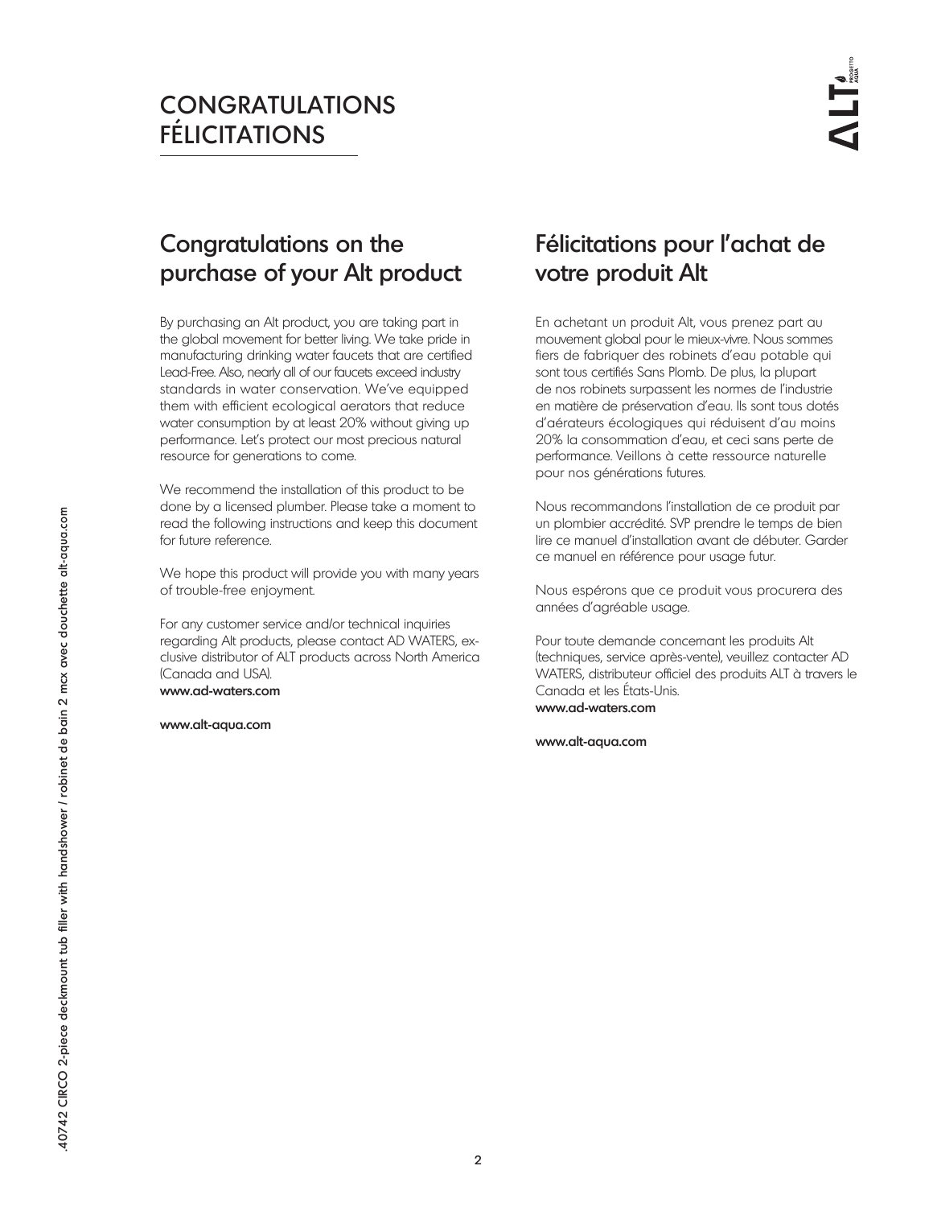# CONGRATULATIONS FÉLICITATIONS

## Congratulations on the purchase of your Alt product

By purchasing an Alt product, you are taking part in the global movement for better living. We take pride in manufacturing drinking water faucets that are certified Lead-Free. Also, nearly all of our faucets exceed industry standards in water conservation. We've equipped them with efficient ecological aerators that reduce water consumption by at least 20% without giving up performance. Let's protect our most precious natural resource for generations to come.

We recommend the installation of this product to be done by a licensed plumber. Please take a moment to read the following instructions and keep this document for future reference.

We hope this product will provide you with many years of trouble-free enjoyment.

For any customer service and/or technical inquiries regarding Alt products, please contact AD WATERS, exclusive distributor of ALT products across North America (Canada and USA).
**www.ad-waters.com**

**www.alt-aqua.com**

## Félicitations pour l'achat de votre produit Alt

En achetant un produit Alt, vous prenez part au mouvement global pour le mieux-vivre. Nous sommes fiers de fabriquer des robinets d'eau potable qui sont tous certifiés Sans Plomb. De plus, la plupart de nos robinets surpassent les normes de l'industrie en matière de préservation d'eau. Ils sont tous dotés d'aérateurs écologiques qui réduisent d'au moins 20% la consommation d'eau, et ceci sans perte de performance. Veillons à cette ressource naturelle pour nos générations futures.

Nous recommandons l'installation de ce produit par un plombier accrédité. SVP prendre le temps de bien lire ce manuel d'installation avant de débuter. Garder ce manuel en référence pour usage futur.

Nous espérons que ce produit vous procurera des années d'agréable usage.

Pour toute demande concernant les produits Alt (techniques, service après-vente), veuillez contacter AD WATERS, distributeur officiel des produits ALT à travers le Canada et les États-Unis.
**www.ad-waters.com**

**www.alt-aqua.com**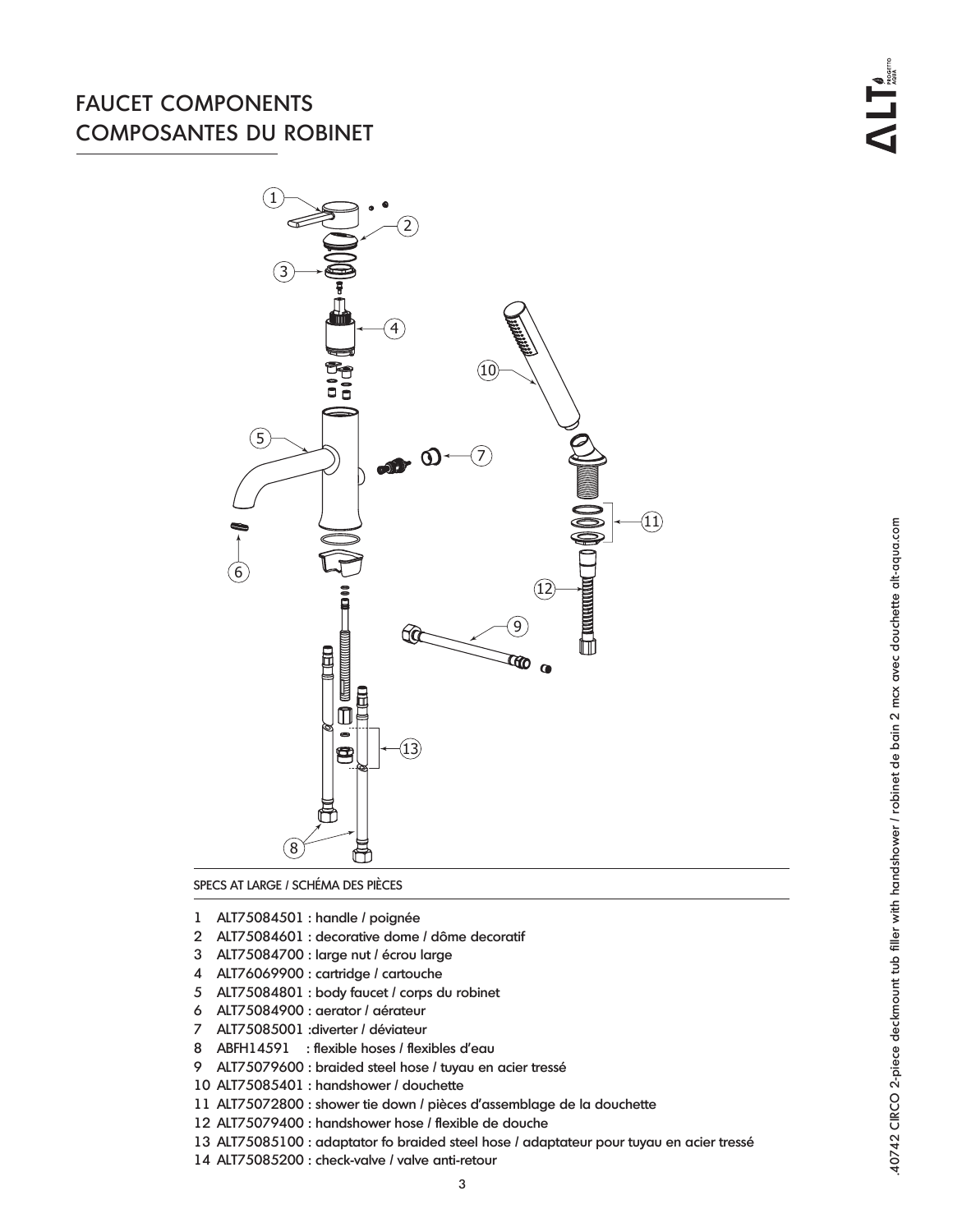# FAUCET COMPONENTS
# COMPOSANTES DU ROBINET

SPECS AT LARGE / SCHÉMA DES PIÈCES

1 ALT75084501 : handle / poignée
2 ALT75084601 : decorative dome / dôme decoratif
3 ALT75084700 : large nut / écrou large
4 ALT76069900 : cartridge / cartouche
5 ALT75084801 : body faucet / corps du robinet
6 ALT75084900 : aerator / aérateur
7 ALT75085001 :diverter / déviateur
8 ABFH14591 : flexible hoses / flexibles d'eau
9 ALT75079600 : braided steel hose / tuyau en acier tressé
10 ALT75085401 : handshower / douchette
11 ALT75072800 : shower tie down / pièces d'assemblage de la douchette
12 ALT75079400 : handshower hose / flexible de douche
13 ALT75085100 : adaptator fo braided steel hose / adaptateur pour tuyau en acier tressé
14 ALT75085200 : check-valve / valve anti-retour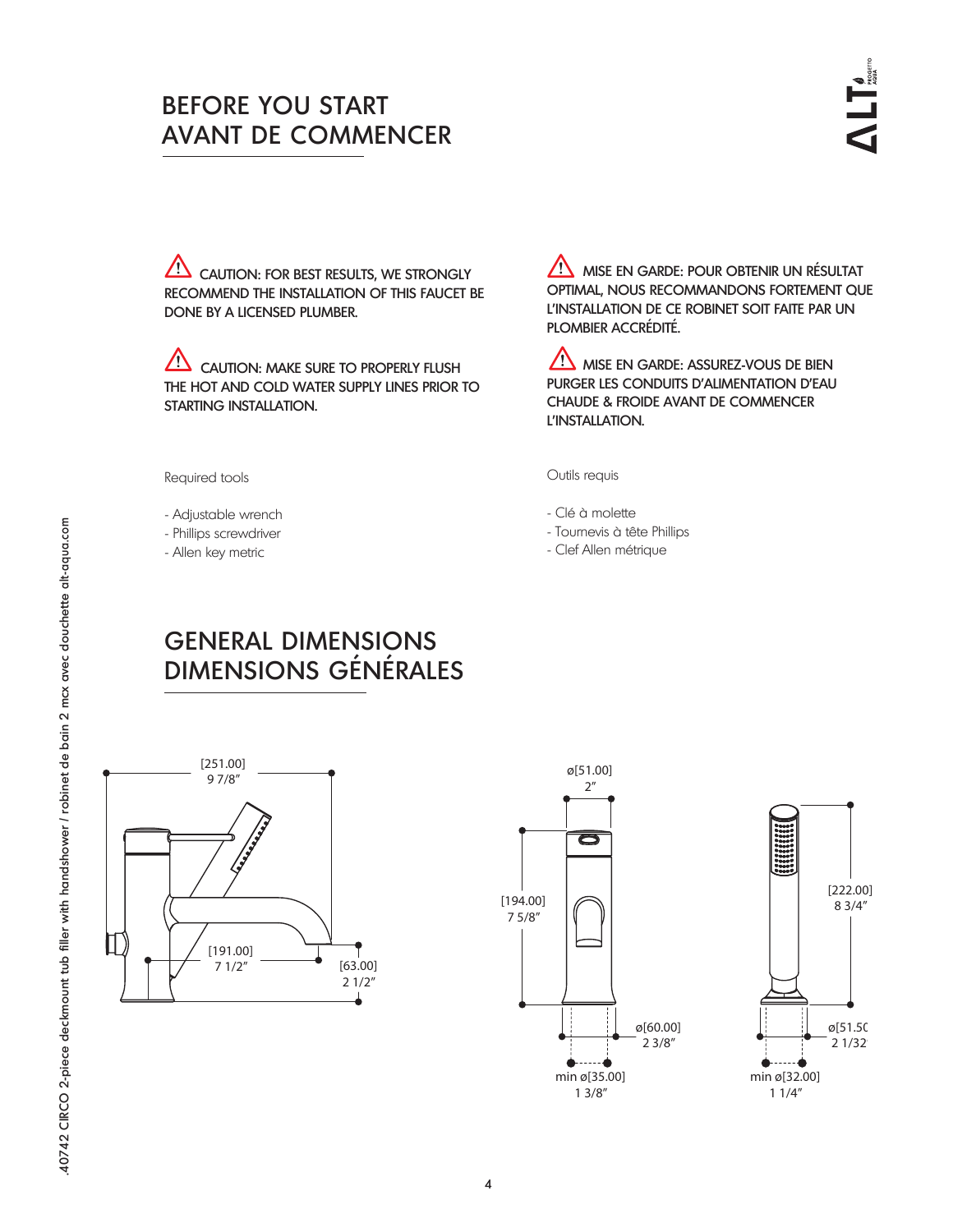# BEFORE YOU START
# AVANT DE COMMENCER

⚠ CAUTION: FOR BEST RESULTS, WE STRONGLY RECOMMEND THE INSTALLATION OF THIS FAUCET BE DONE BY A LICENSED PLUMBER.

⚠ CAUTION: MAKE SURE TO PROPERLY FLUSH THE HOT AND COLD WATER SUPPLY LINES PRIOR TO STARTING INSTALLATION.

Required tools

- Adjustable wrench
- Phillips screwdriver
- Allen key metric

⚠ MISE EN GARDE: POUR OBTENIR UN RÉSULTAT OPTIMAL, NOUS RECOMMANDONS FORTEMENT QUE L'INSTALLATION DE CE ROBINET SOIT FAITE PAR UN PLOMBIER ACCRÉDITÉ.

⚠ MISE EN GARDE: ASSUREZ-VOUS DE BIEN PURGER LES CONDUITS D'ALIMENTATION D'EAU CHAUDE & FROIDE AVANT DE COMMENCER L'INSTALLATION.

Outils requis

- Clé à molette
- Tournevis à tête Phillips
- Clef Allen métrique

# GENERAL DIMENSIONS
# DIMENSIONS GÉNÉRALES

[251.00] 9 7/8″

[191.00] 7 1/2″

[63.00] 2 1/2″

ø[51.00] 2″

[194.00] 7 5/8″

ø[60.00] 2 3/8″

min ø[35.00] 1 3/8″

[222.00] 8 3/4″

ø[51.50] 2 1/32″

min ø[32.00] 1 1/4″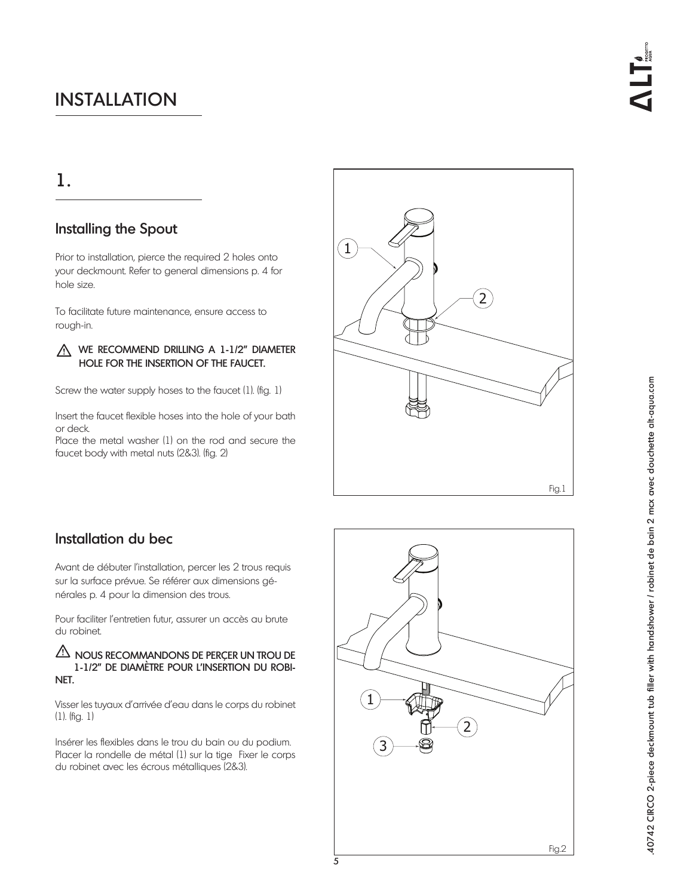# INSTALLATION

## 1.

### Installing the Spout

Prior to installation, pierce the required 2 holes onto your deckmount. Refer to general dimensions p. 4 for hole size.

To facilitate future maintenance, ensure access to rough-in.

⚠ **WE RECOMMEND DRILLING A 1-1/2" DIAMETER HOLE FOR THE INSERTION OF THE FAUCET.**

Screw the water supply hoses to the faucet (1). (fig. 1)

Insert the faucet flexible hoses into the hole of your bath or deck.
Place the metal washer (1) on the rod and secure the faucet body with metal nuts (2&3). (fig. 2)

Fig.1

### Installation du bec

Avant de débuter l'installation, percer les 2 trous requis sur la surface prévue. Se référer aux dimensions générales p. 4 pour la dimension des trous.

Pour faciliter l'entretien futur, assurer un accès au brute du robinet.

⚠ **NOUS RECOMMANDONS DE PERÇER UN TROU DE 1-1/2" DE DIAMÈTRE POUR L'INSERTION DU ROBINET.**

Visser les tuyaux d'arrivée d'eau dans le corps du robinet (1). (fig. 1)

Insérer les flexibles dans le trou du bain ou du podium.
Placer la rondelle de métal (1) sur la tige Fixer le corps du robinet avec les écrous métalliques (2&3).

Fig.2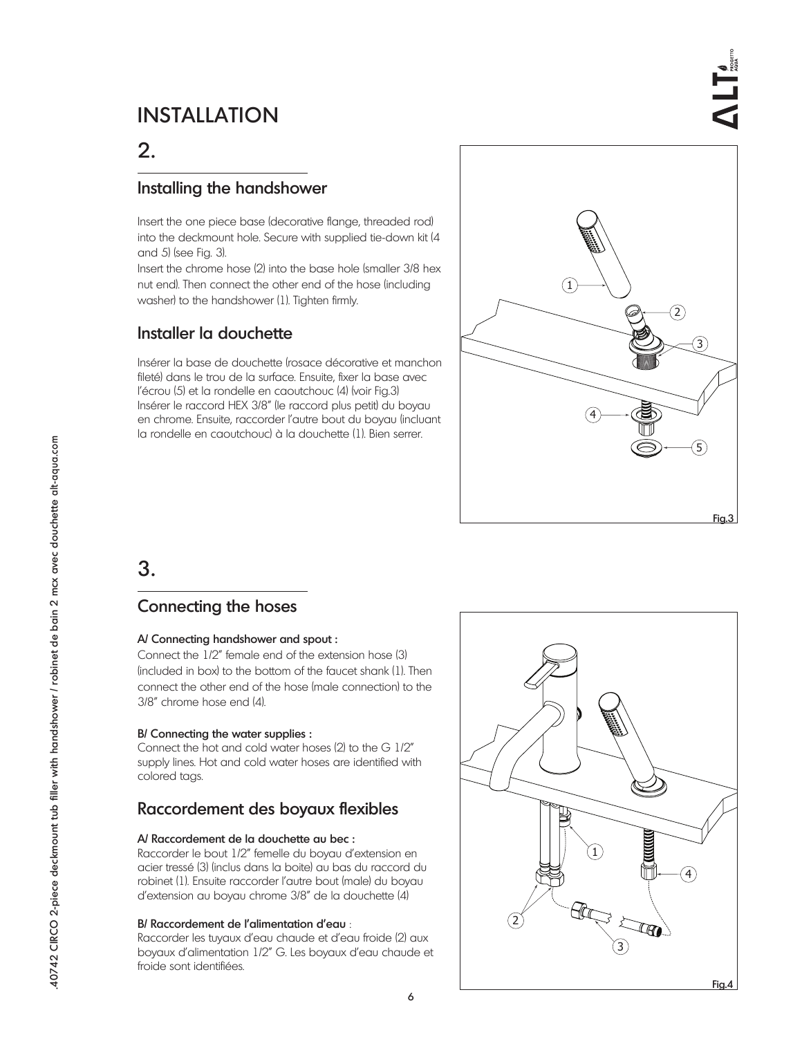# INSTALLATION

## 2.

### Installing the handshower

Insert the one piece base (decorative flange, threaded rod) into the deckmount hole. Secure with supplied tie-down kit (4 and 5) (see Fig. 3).
Insert the chrome hose (2) into the base hole (smaller 3/8 hex nut end). Then connect the other end of the hose (including washer) to the handshower (1). Tighten firmly.

### Installer la douchette

Insérer la base de douchette (rosace décorative et manchon fileté) dans le trou de la surface. Ensuite, fixer la base avec l'écrou (5) et la rondelle en caoutchouc (4) (voir Fig.3)
Insérer le raccord HEX 3/8" (le raccord plus petit) du boyau en chrome. Ensuite, raccorder l'autre bout du boyau (incluant la rondelle en caoutchouc) à la douchette (1). Bien serrer.

Fig.3

## 3.

### Connecting the hoses

**A/ Connecting handshower and spout :**
Connect the 1/2" female end of the extension hose (3) (included in box) to the bottom of the faucet shank (1). Then connect the other end of the hose (male connection) to the 3/8" chrome hose end (4).

**B/ Connecting the water supplies :**
Connect the hot and cold water hoses (2) to the G 1/2" supply lines. Hot and cold water hoses are identified with colored tags.

### Raccordement des boyaux flexibles

**A/ Raccordement de la douchette au bec :**
Raccorder le bout 1/2" femelle du boyau d'extension en acier tressé (3) (inclus dans la boite) au bas du raccord du robinet (1). Ensuite raccorder l'autre bout (male) du boyau d'extension au boyau chrome 3/8" de la douchette (4)

**B/ Raccordement de l'alimentation d'eau** :
Raccorder les tuyaux d'eau chaude et d'eau froide (2) aux boyaux d'alimentation 1/2" G. Les boyaux d'eau chaude et froide sont identifiées.

Fig.4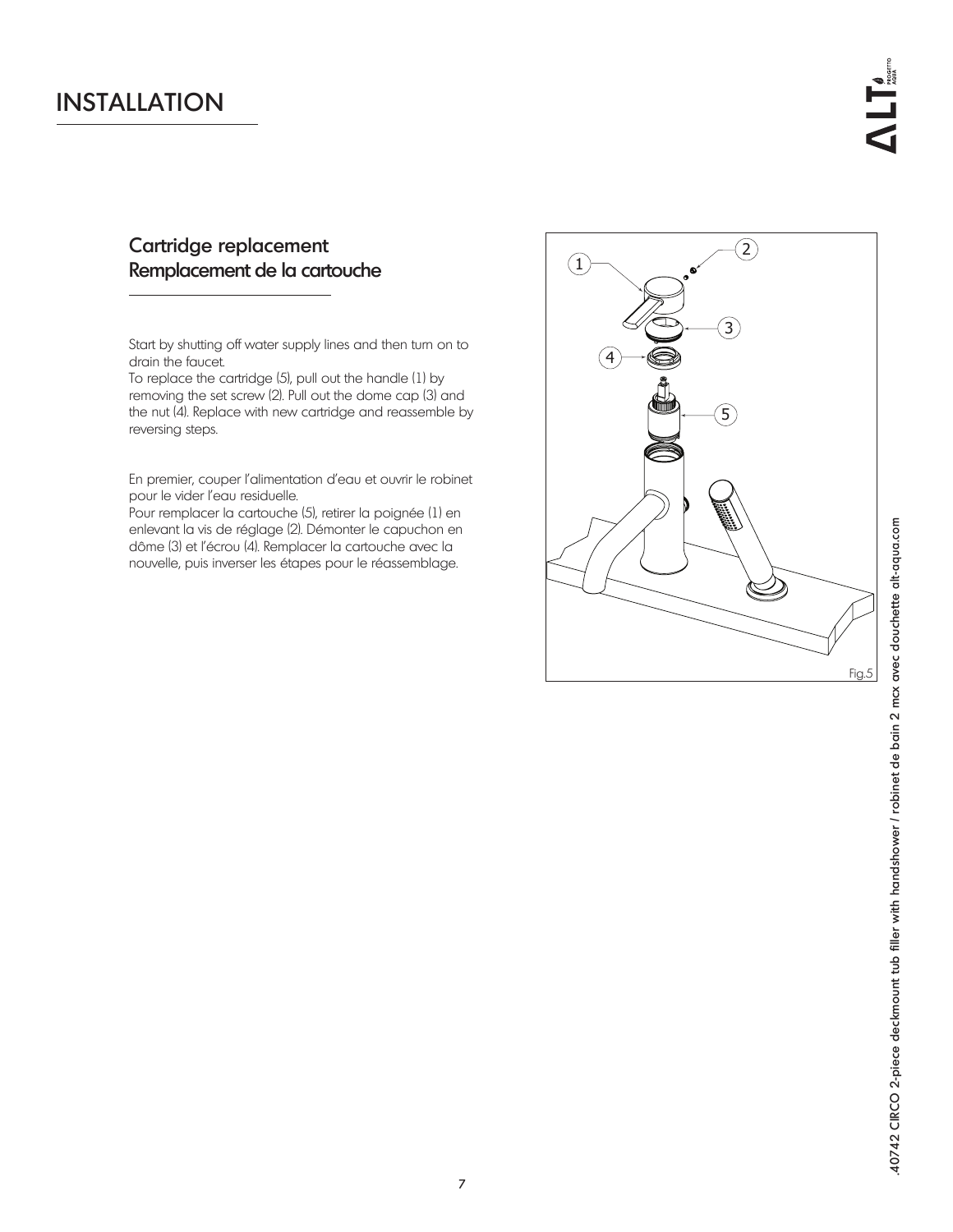# INSTALLATION

## Cartridge replacement
## Remplacement de la cartouche

Start by shutting off water supply lines and then turn on to drain the faucet.
To replace the cartridge (5), pull out the handle (1) by removing the set screw (2). Pull out the dome cap (3) and the nut (4). Replace with new cartridge and reassemble by reversing steps.

En premier, couper l'alimentation d'eau et ouvrir le robinet pour le vider l'eau residuelle.
Pour remplacer la cartouche (5), retirer la poignée (1) en enlevant la vis de réglage (2). Démonter le capuchon en dôme (3) et l'écrou (4). Remplacer la cartouche avec la nouvelle, puis inverser les étapes pour le réassemblage.

Fig.5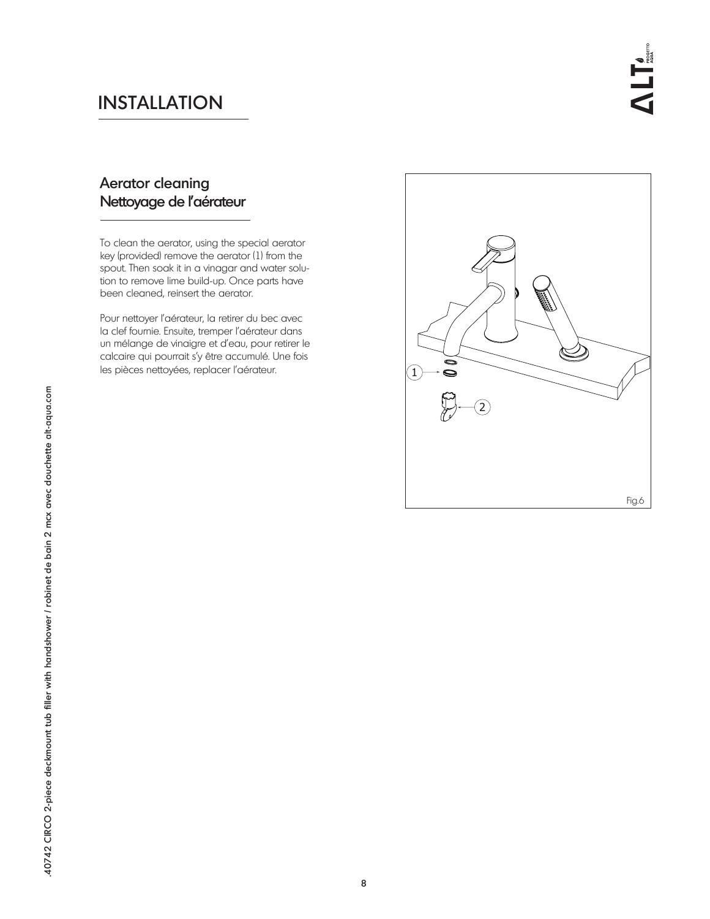# INSTALLATION

## Aerator cleaning
## Nettoyage de l'aérateur

To clean the aerator, using the special aerator key (provided) remove the aerator (1) from the spout. Then soak it in a vinagar and water solution to remove lime build-up. Once parts have been cleaned, reinsert the aerator.

Pour nettoyer l'aérateur, la retirer du bec avec la clef fournie. Ensuite, tremper l'aérateur dans un mélange de vinaigre et d'eau, pour retirer le calcaire qui pourrait s'y être accumulé. Une fois les pièces nettoyées, replacer l'aérateur.

Fig.6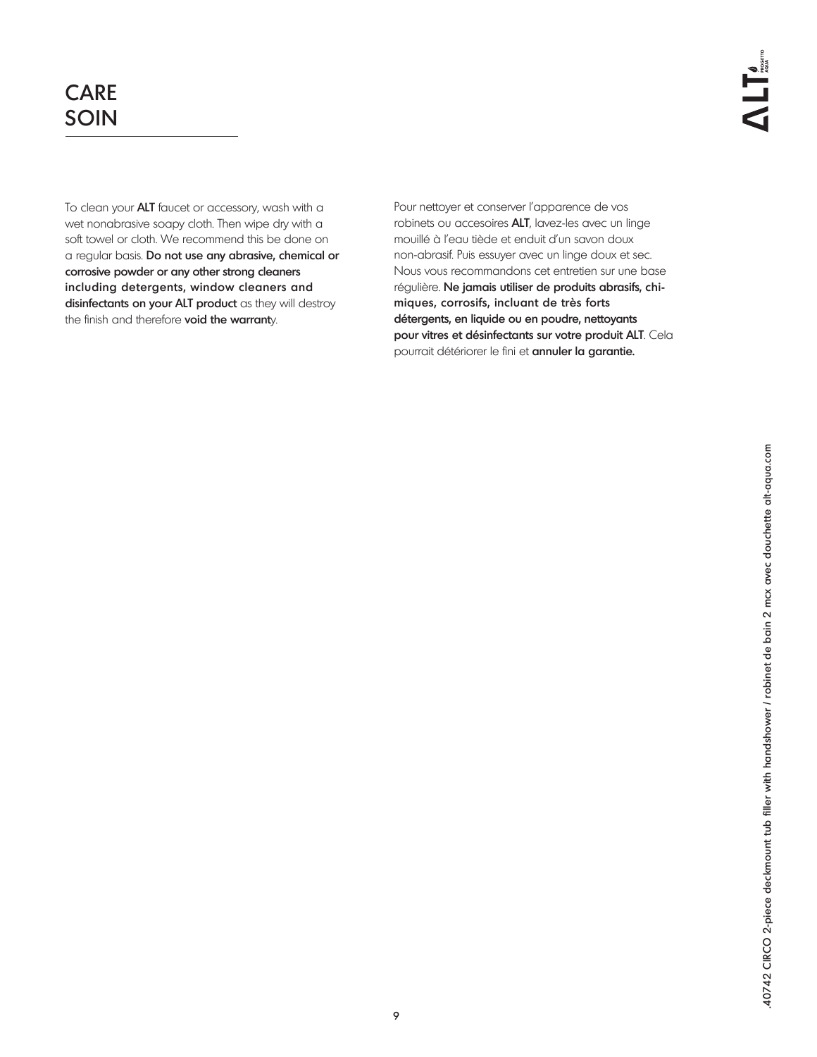# CARE
# SOIN

To clean your **ALT** faucet or accessory, wash with a wet nonabrasive soapy cloth. Then wipe dry with a soft towel or cloth. We recommend this be done on a regular basis. **Do not use any abrasive, chemical or corrosive powder or any other strong cleaners including detergents, window cleaners and disinfectants on your ALT product** as they will destroy the finish and therefore **void the warrant**y.

Pour nettoyer et conserver l'apparence de vos robinets ou accesoires **ALT**, lavez-les avec un linge mouillé à l'eau tiède et enduit d'un savon doux non-abrasif. Puis essuyer avec un linge doux et sec. Nous vous recommandons cet entretien sur une base régulière. **Ne jamais utiliser de produits abrasifs, chimiques, corrosifs, incluant de très forts détergents, en liquide ou en poudre, nettoyants pour vitres et désinfectants sur votre produit ALT**. Cela pourrait détériorer le fini et **annuler la garantie.**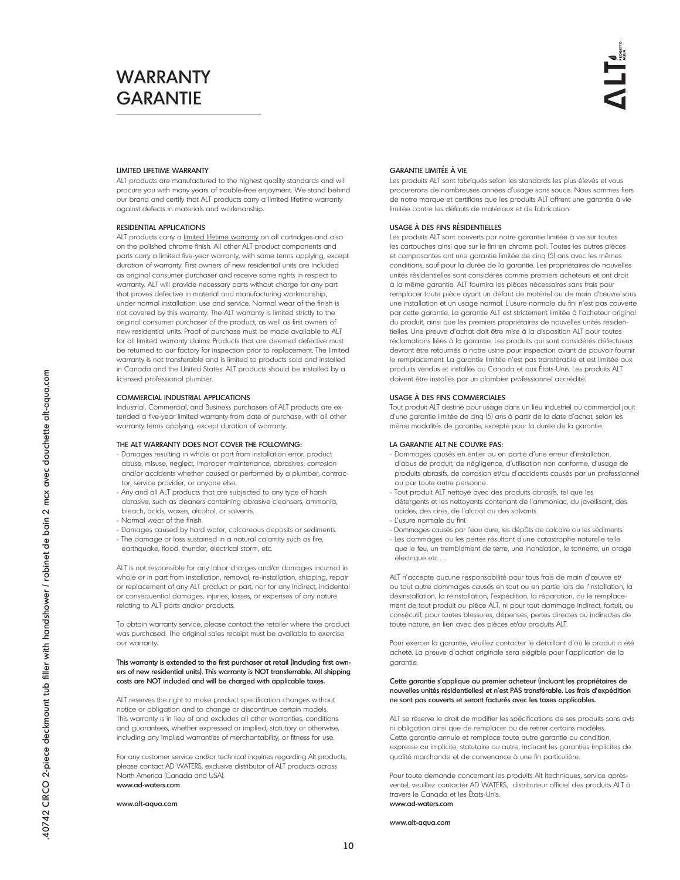# WARRANTY
# GARANTIE

### LIMITED LIFETIME WARRANTY

ALT products are manufactured to the highest quality standards and will procure you with many years of trouble-free enjoyment. We stand behind our brand and certify that ALT products carry a limited lifetime warranty against defects in materials and workmanship.

### RESIDENTIAL APPLICATIONS

ALT products carry a limited lifetime warranty on all cartridges and also on the polished chrome finish. All other ALT product components and parts carry a limited five-year warranty, with same terms applying, except duration of warranty. First owners of new residential units are included as original consumer purchaser and receive same rights in respect to warranty. ALT will provide necessary parts without charge for any part that proves defective in material and manufacturing workmanship, under normal installation, use and service. Normal wear of the finish is not covered by this warranty. The ALT warranty is limited strictly to the original consumer purchaser of the product, as well as first owners of new residential units. Proof of purchase must be made available to ALT for all limited warranty claims. Products that are deemed defective must be returned to our factory for inspection prior to replacement. The limited warranty is not transferable and is limited to products sold and installed in Canada and the United States. ALT products should be installed by a licensed professional plumber.

### COMMERCIAL INDUSTRIAL APPLICATIONS

Industrial, Commercial, and Business purchasers of ALT products are extended a five-year limited warranty from date of purchase, with all other warranty terms applying, except duration of warranty.

### THE ALT WARRANTY DOES NOT COVER THE FOLLOWING:

- Damages resulting in whole or part from installation error, product abuse, misuse, neglect, improper maintenance, abrasives, corrosion and/or accidents whether caused or performed by a plumber, contractor, service provider, or anyone else.
- Any and all ALT products that are subjected to any type of harsh abrasive, such as cleaners containing abrasive cleansers, ammonia, bleach, acids, waxes, alcohol, or solvents.
- Normal wear of the finish.
- Damages caused by hard water, calcareous deposits or sediments.
- The damage or loss sustained in a natural calamity such as fire, earthquake, flood, thunder, electrical storm, etc.

ALT is not responsible for any labor charges and/or damages incurred in whole or in part from installation, removal, re-installation, shipping, repair or replacement of any ALT product or part, nor for any indirect, incidental or consequential damages, injuries, losses, or expenses of any nature relating to ALT parts and/or products.

To obtain warranty service, please contact the retailer where the product was purchased. The original sales receipt must be available to exercise our warranty.

**This warranty is extended to the first purchaser at retail (Including first owners of new residential units). This warranty is NOT transferrable. All shipping costs are NOT included and will be charged with applicable taxes.**

ALT reserves the right to make product specification changes without notice or obligation and to change or discontinue certain models. This warranty is in lieu of and excludes all other warranties, conditions and guarantees, whether expressed or implied, statutory or otherwise, including any implied warranties of merchantability, or fitness for use.

For any customer service and/or technical inquiries regarding Alt products, please contact AD WATERS, exclusive distributor of ALT products across North America (Canada and USA).
**www.ad-waters.com**

www.alt-aqua.com

### GARANTIE LIMITÉE À VIE

Les produits ALT sont fabriqués selon les standards les plus élevés et vous procurerons de nombreuses années d'usage sans soucis. Nous sommes fiers de notre marque et certifions que les produits ALT offrent une garantie à vie limitée contre les défauts de matériaux et de fabrication.

### USAGE À DES FINS RÉSIDENTIELLES

Les produits ALT sont couverts par notre garantie limitée à vie sur toutes les cartouches ainsi que sur le fini en chrome poli. Toutes les autres pièces et composantes ont une garantie limitée de cinq (5) ans avec les mêmes conditions, sauf pour la durée de la garantie. Les propriétaires de nouvelles unités résidentielles sont considérés comme premiers acheteurs et ont droit à la même garantie. ALT fournira les pièces nécessaires sans frais pour remplacer toute pièce ayant un défaut de matériel ou de main d'œuvre sous une installation et un usage normal. L'usure normale du fini n'est pas couverte par cette garantie. La garantie ALT est strictement limitée à l'acheteur original du produit, ainsi que les premiers propriétaires de nouvelles unités résidentielles. Une preuve d'achat doit être mise à la disposition ALT pour toutes réclamations liées à la garantie. Les produits qui sont considérés défectueux devront être retournés à notre usine pour inspection avant de pouvoir fournir le remplacement. La garantie limitée n'est pas transférable et est limitée aux produits vendus et installés au Canada et aux États-Unis. Les produits ALT doivent être installés par un plombier professionnel accrédité.

### USAGE À DES FINS COMMERCIALES

Tout produit ALT destiné pour usage dans un lieu industriel ou commercial jouit d'une garantie limitée de cinq (5) ans à partir de la date d'achat, selon les même modalités de garantie, excepté pour la durée de la garantie.

### LA GARANTIE ALT NE COUVRE PAS:

- Dommages causés en entier ou en partie d'une erreur d'installation, d'abus de produit, de négligence, d'utilisation non conforme, d'usage de produits abrasifs, de corrosion et/ou d'accidents causés par un professionnel ou par toute autre personne.
- Tout produit ALT nettoyé avec des produits abrasifs, tel que les détergents et les nettoyants contenant de l'ammoniac, du javellisant, des acides, des cires, de l'alcool ou des solvants.
- L'usure normale du fini.
- Dommages causés par l'eau dure, les dépôts de calcaire ou les sédiments.
- Les dommages ou les pertes résultant d'une catastrophe naturelle telle que le feu, un tremblement de terre, une inondation, le tonnerre, un orage électrique etc.…

ALT n'accepte aucune responsabilité pour tous frais de main d'œuvre et/ou tout autre dommages causés en tout ou en partie lors de l'installation, la désinstallation, la réinstallation, l'expédition, la réparation, ou le remplacement de tout produit ou pièce ALT, ni pour tout dommage indirect, fortuit, ou consécutif, pour toutes blessures, dépenses, pertes directes ou indirectes de toute nature, en lien avec des pièces et/ou produits ALT.

Pour exercer la garantie, veuillez contacter le détaillant d'où le produit a été acheté. La preuve d'achat originale sera exigible pour l'application de la garantie.

**Cette garantie s'applique au premier acheteur (incluant les propriétaires de nouvelles unités résidentielles) et n'est PAS transférable. Les frais d'expédition ne sont pas couverts et seront facturés avec les taxes applicables.**

ALT se réserve le droit de modifier les spécifications de ses produits sans avis ni obligation ainsi que de remplacer ou de retirer certains modèles. Cette garantie annule et remplace toute autre garantie ou condition, expresse ou implicite, statutaire ou autre, incluant les garanties implicites de qualité marchande et de convenance à une fin particulière.

Pour toute demande concernant les produits Alt (techniques, service après-vente), veuillez contacter AD WATERS, distributeur officiel des produits ALT à travers le Canada et les États-Unis.
**www.ad-waters.com**

www.alt-aqua.com